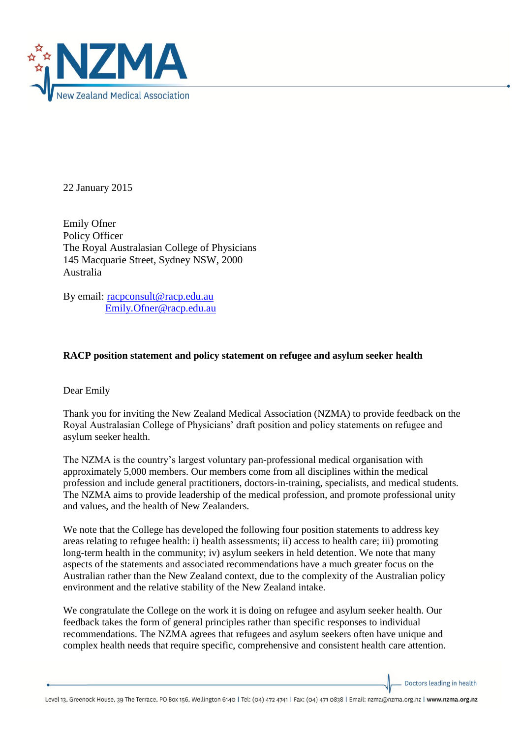22 January 2015

Emily Ofner
Policy Officer
The Royal Australasian College of Physicians
145 Macquarie Street, Sydney NSW, 2000
Australia

By email: racpconsult@racp.edu.au
Emily.Ofner@racp.edu.au

**RACP position statement and policy statement on refugee and asylum seeker health**

Dear Emily

Thank you for inviting the New Zealand Medical Association (NZMA) to provide feedback on the Royal Australasian College of Physicians' draft position and policy statements on refugee and asylum seeker health.

The NZMA is the country's largest voluntary pan-professional medical organisation with approximately 5,000 members. Our members come from all disciplines within the medical profession and include general practitioners, doctors-in-training, specialists, and medical students. The NZMA aims to provide leadership of the medical profession, and promote professional unity and values, and the health of New Zealanders.

We note that the College has developed the following four position statements to address key areas relating to refugee health: i) health assessments; ii) access to health care; iii) promoting long-term health in the community; iv) asylum seekers in held detention. We note that many aspects of the statements and associated recommendations have a much greater focus on the Australian rather than the New Zealand context, due to the complexity of the Australian policy environment and the relative stability of the New Zealand intake.

We congratulate the College on the work it is doing on refugee and asylum seeker health. Our feedback takes the form of general principles rather than specific responses to individual recommendations. The NZMA agrees that refugees and asylum seekers often have unique and complex health needs that require specific, comprehensive and consistent health care attention.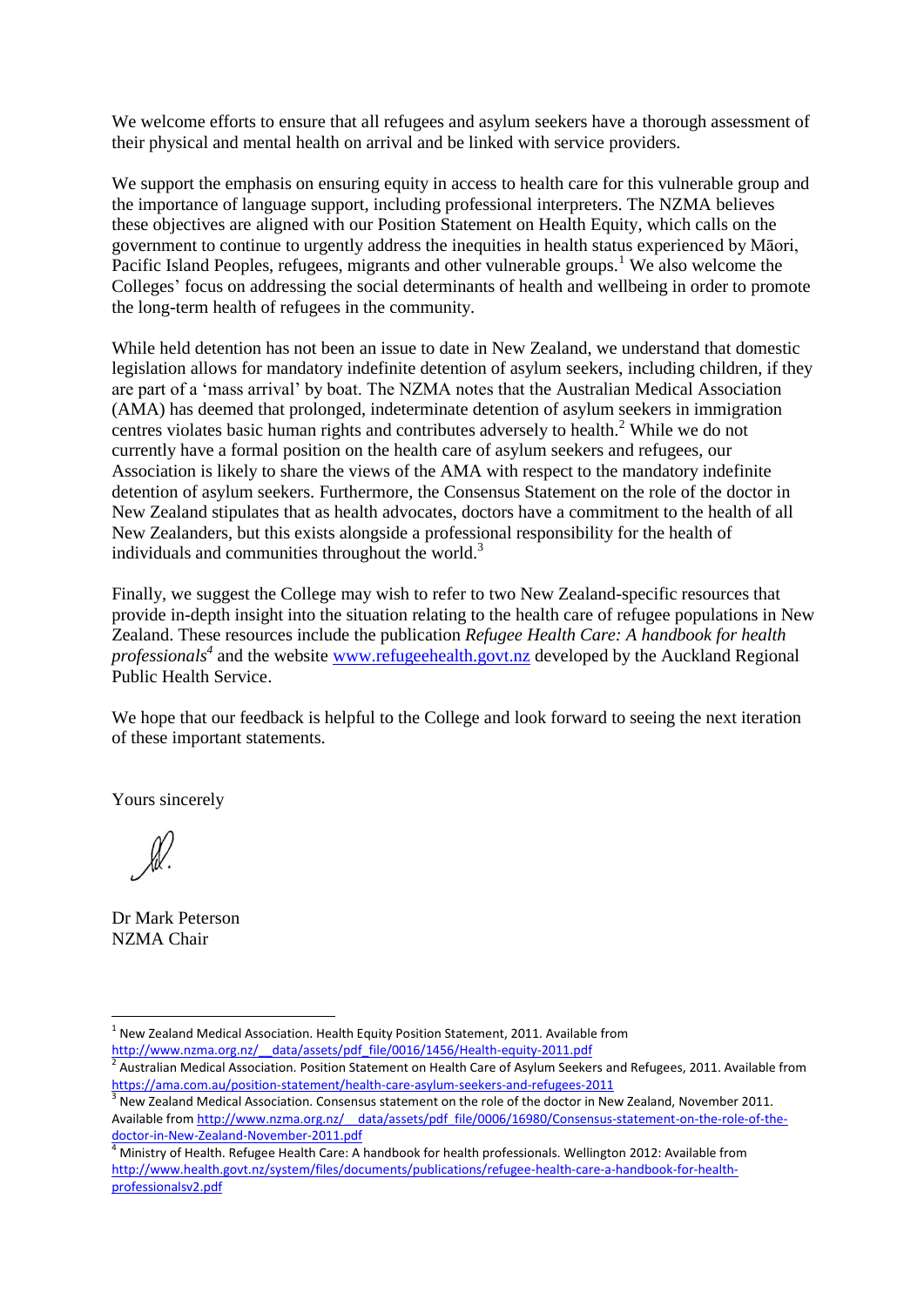We welcome efforts to ensure that all refugees and asylum seekers have a thorough assessment of their physical and mental health on arrival and be linked with service providers.

We support the emphasis on ensuring equity in access to health care for this vulnerable group and the importance of language support, including professional interpreters. The NZMA believes these objectives are aligned with our Position Statement on Health Equity, which calls on the government to continue to urgently address the inequities in health status experienced by Māori, Pacific Island Peoples, refugees, migrants and other vulnerable groups.[1] We also welcome the Colleges' focus on addressing the social determinants of health and wellbeing in order to promote the long-term health of refugees in the community.

While held detention has not been an issue to date in New Zealand, we understand that domestic legislation allows for mandatory indefinite detention of asylum seekers, including children, if they are part of a 'mass arrival' by boat. The NZMA notes that the Australian Medical Association (AMA) has deemed that prolonged, indeterminate detention of asylum seekers in immigration centres violates basic human rights and contributes adversely to health.[2] While we do not currently have a formal position on the health care of asylum seekers and refugees, our Association is likely to share the views of the AMA with respect to the mandatory indefinite detention of asylum seekers. Furthermore, the Consensus Statement on the role of the doctor in New Zealand stipulates that as health advocates, doctors have a commitment to the health of all New Zealanders, but this exists alongside a professional responsibility for the health of individuals and communities throughout the world.[3]

Finally, we suggest the College may wish to refer to two New Zealand-specific resources that provide in-depth insight into the situation relating to the health care of refugee populations in New Zealand. These resources include the publication *Refugee Health Care: A handbook for health professionals*[4] and the website [www.refugeehealth.govt.nz](http://www.refugeehealth.govt.nz) developed by the Auckland Regional Public Health Service.

We hope that our feedback is helpful to the College and look forward to seeing the next iteration of these important statements.

Yours sincerely

Dr Mark Peterson
NZMA Chair

---

[1] New Zealand Medical Association. Health Equity Position Statement, 2011. Available from http://www.nzma.org.nz/__data/assets/pdf_file/0016/1456/Health-equity-2011.pdf

[2] Australian Medical Association. Position Statement on Health Care of Asylum Seekers and Refugees, 2011. Available from https://ama.com.au/position-statement/health-care-asylum-seekers-and-refugees-2011

[3] New Zealand Medical Association. Consensus statement on the role of the doctor in New Zealand, November 2011. Available from http://www.nzma.org.nz/__data/assets/pdf_file/0006/16980/Consensus-statement-on-the-role-of-the-doctor-in-New-Zealand-November-2011.pdf

[4] Ministry of Health. Refugee Health Care: A handbook for health professionals. Wellington 2012: Available from http://www.health.govt.nz/system/files/documents/publications/refugee-health-care-a-handbook-for-health-professionalsv2.pdf